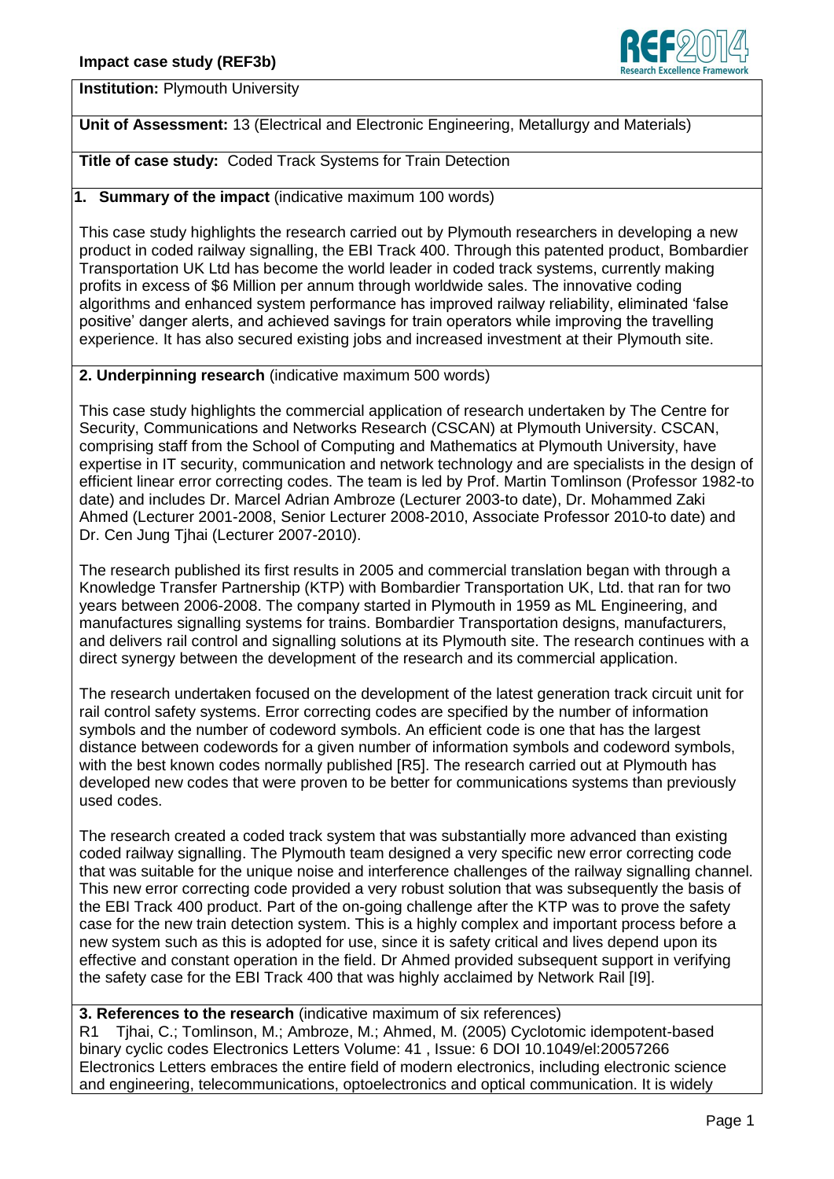**Impact case study (REF3b)**

**Institution:** Plymouth University

**Unit of Assessment:** 13 (Electrical and Electronic Engineering, Metallurgy and Materials)

**Title of case study:** Coded Track Systems for Train Detection

## 1. Summary of the impact (indicative maximum 100 words)

This case study highlights the research carried out by Plymouth researchers in developing a new product in coded railway signalling, the EBI Track 400. Through this patented product, Bombardier Transportation UK Ltd has become the world leader in coded track systems, currently making profits in excess of $6 Million per annum through worldwide sales. The innovative coding algorithms and enhanced system performance has improved railway reliability, eliminated 'false positive' danger alerts, and achieved savings for train operators while improving the travelling experience. It has also secured existing jobs and increased investment at their Plymouth site.

## 2. Underpinning research (indicative maximum 500 words)

This case study highlights the commercial application of research undertaken by The Centre for Security, Communications and Networks Research (CSCAN) at Plymouth University. CSCAN, comprising staff from the School of Computing and Mathematics at Plymouth University, have expertise in IT security, communication and network technology and are specialists in the design of efficient linear error correcting codes. The team is led by Prof. Martin Tomlinson (Professor 1982-to date) and includes Dr. Marcel Adrian Ambroze (Lecturer 2003-to date), Dr. Mohammed Zaki Ahmed (Lecturer 2001-2008, Senior Lecturer 2008-2010, Associate Professor 2010-to date) and Dr. Cen Jung Tjhai (Lecturer 2007-2010).

The research published its first results in 2005 and commercial translation began with through a Knowledge Transfer Partnership (KTP) with Bombardier Transportation UK, Ltd. that ran for two years between 2006-2008. The company started in Plymouth in 1959 as ML Engineering, and manufactures signalling systems for trains. Bombardier Transportation designs, manufacturers, and delivers rail control and signalling solutions at its Plymouth site. The research continues with a direct synergy between the development of the research and its commercial application.

The research undertaken focused on the development of the latest generation track circuit unit for rail control safety systems. Error correcting codes are specified by the number of information symbols and the number of codeword symbols. An efficient code is one that has the largest distance between codewords for a given number of information symbols and codeword symbols, with the best known codes normally published [R5]. The research carried out at Plymouth has developed new codes that were proven to be better for communications systems than previously used codes.

The research created a coded track system that was substantially more advanced than existing coded railway signalling. The Plymouth team designed a very specific new error correcting code that was suitable for the unique noise and interference challenges of the railway signalling channel. This new error correcting code provided a very robust solution that was subsequently the basis of the EBI Track 400 product. Part of the on-going challenge after the KTP was to prove the safety case for the new train detection system. This is a highly complex and important process before a new system such as this is adopted for use, since it is safety critical and lives depend upon its effective and constant operation in the field. Dr Ahmed provided subsequent support in verifying the safety case for the EBI Track 400 that was highly acclaimed by Network Rail [I9].

## 3. References to the research (indicative maximum of six references)

R1 Tjhai, C.; Tomlinson, M.; Ambroze, M.; Ahmed, M. (2005) Cyclotomic idempotent-based binary cyclic codes Electronics Letters Volume: 41 , Issue: 6 DOI 10.1049/el:20057266 Electronics Letters embraces the entire field of modern electronics, including electronic science and engineering, telecommunications, optoelectronics and optical communication. It is widely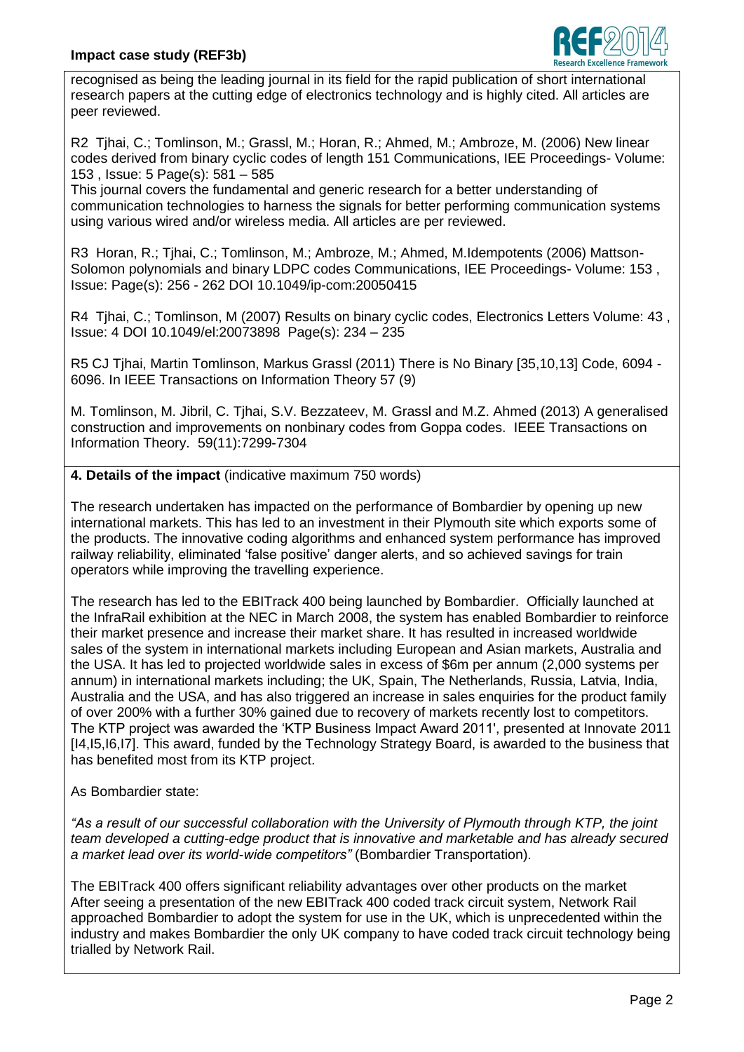recognised as being the leading journal in its field for the rapid publication of short international research papers at the cutting edge of electronics technology and is highly cited. All articles are peer reviewed.

R2 Tjhai, C.; Tomlinson, M.; Grassl, M.; Horan, R.; Ahmed, M.; Ambroze, M. (2006) New linear codes derived from binary cyclic codes of length 151 Communications, IEE Proceedings- Volume: 153 , Issue: 5 Page(s): 581 – 585
This journal covers the fundamental and generic research for a better understanding of communication technologies to harness the signals for better performing communication systems using various wired and/or wireless media. All articles are per reviewed.

R3 Horan, R.; Tjhai, C.; Tomlinson, M.; Ambroze, M.; Ahmed, M.Idempotents (2006) Mattson-Solomon polynomials and binary LDPC codes Communications, IEE Proceedings- Volume: 153 , Issue: Page(s): 256 - 262 DOI 10.1049/ip-com:20050415

R4 Tjhai, C.; Tomlinson, M (2007) Results on binary cyclic codes, Electronics Letters Volume: 43 , Issue: 4 DOI 10.1049/el:20073898 Page(s): 234 – 235

R5 CJ Tjhai, Martin Tomlinson, Markus Grassl (2011) There is No Binary [35,10,13] Code, 6094 - 6096. In IEEE Transactions on Information Theory 57 (9)

M. Tomlinson, M. Jibril, C. Tjhai, S.V. Bezzateev, M. Grassl and M.Z. Ahmed (2013) A generalised construction and improvements on nonbinary codes from Goppa codes. IEEE Transactions on Information Theory. 59(11):7299-7304

**4. Details of the impact** (indicative maximum 750 words)

The research undertaken has impacted on the performance of Bombardier by opening up new international markets. This has led to an investment in their Plymouth site which exports some of the products. The innovative coding algorithms and enhanced system performance has improved railway reliability, eliminated 'false positive' danger alerts, and so achieved savings for train operators while improving the travelling experience.

The research has led to the EBITrack 400 being launched by Bombardier. Officially launched at the InfraRail exhibition at the NEC in March 2008, the system has enabled Bombardier to reinforce their market presence and increase their market share. It has resulted in increased worldwide sales of the system in international markets including European and Asian markets, Australia and the USA. It has led to projected worldwide sales in excess of $6m per annum (2,000 systems per annum) in international markets including; the UK, Spain, The Netherlands, Russia, Latvia, India, Australia and the USA, and has also triggered an increase in sales enquiries for the product family of over 200% with a further 30% gained due to recovery of markets recently lost to competitors. The KTP project was awarded the 'KTP Business Impact Award 2011', presented at Innovate 2011 [I4,I5,I6,I7]. This award, funded by the Technology Strategy Board, is awarded to the business that has benefited most from its KTP project.

As Bombardier state:

*"As a result of our successful collaboration with the University of Plymouth through KTP, the joint team developed a cutting-edge product that is innovative and marketable and has already secured a market lead over its world-wide competitors"* (Bombardier Transportation).

The EBITrack 400 offers significant reliability advantages over other products on the market After seeing a presentation of the new EBITrack 400 coded track circuit system, Network Rail approached Bombardier to adopt the system for use in the UK, which is unprecedented within the industry and makes Bombardier the only UK company to have coded track circuit technology being trialled by Network Rail.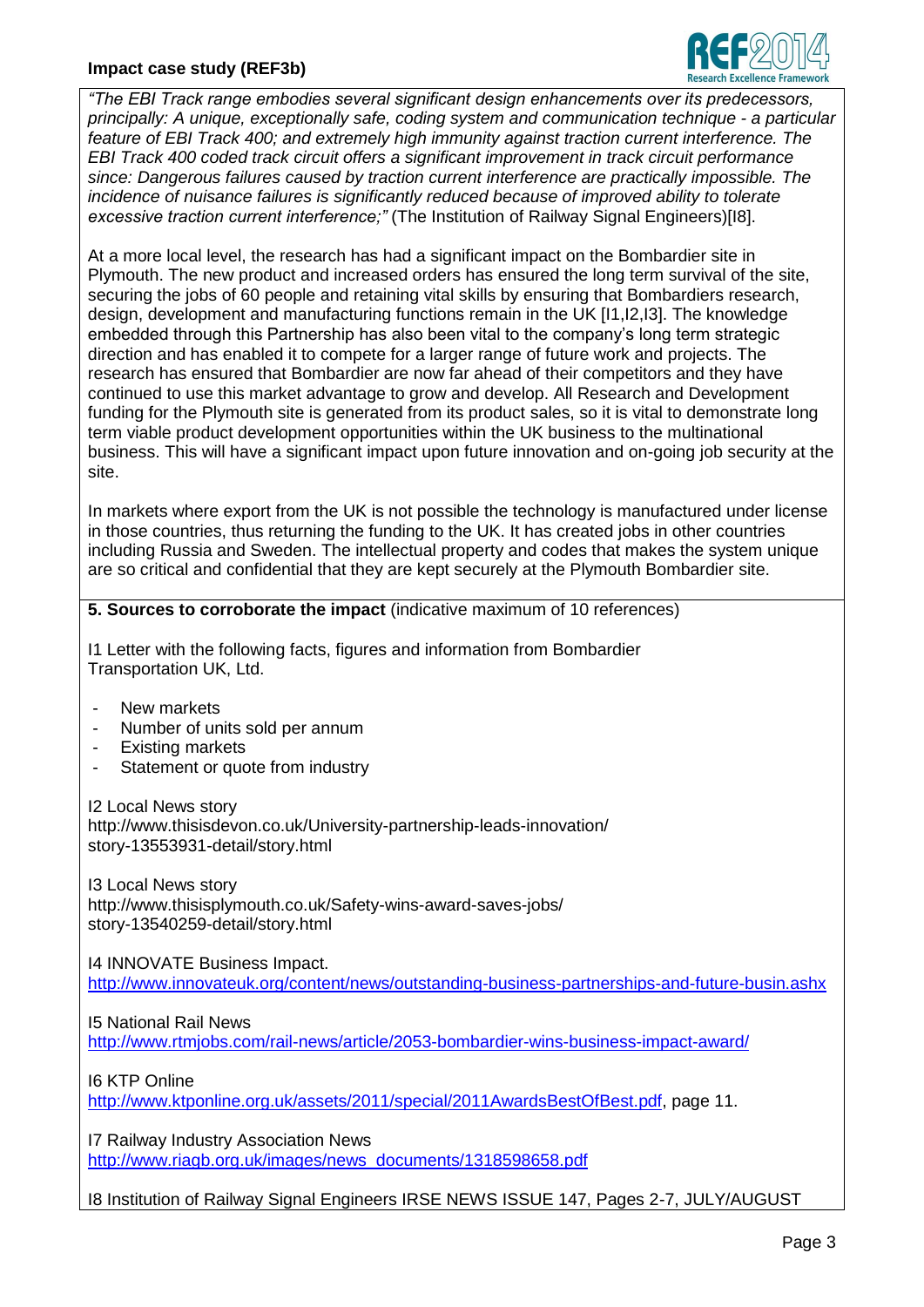*"The EBI Track range embodies several significant design enhancements over its predecessors, principally: A unique, exceptionally safe, coding system and communication technique - a particular feature of EBI Track 400; and extremely high immunity against traction current interference. The EBI Track 400 coded track circuit offers a significant improvement in track circuit performance since: Dangerous failures caused by traction current interference are practically impossible. The incidence of nuisance failures is significantly reduced because of improved ability to tolerate excessive traction current interference;"* (The Institution of Railway Signal Engineers)[I8].

At a more local level, the research has had a significant impact on the Bombardier site in Plymouth. The new product and increased orders has ensured the long term survival of the site, securing the jobs of 60 people and retaining vital skills by ensuring that Bombardiers research, design, development and manufacturing functions remain in the UK [I1,I2,I3]. The knowledge embedded through this Partnership has also been vital to the company's long term strategic direction and has enabled it to compete for a larger range of future work and projects. The research has ensured that Bombardier are now far ahead of their competitors and they have continued to use this market advantage to grow and develop. All Research and Development funding for the Plymouth site is generated from its product sales, so it is vital to demonstrate long term viable product development opportunities within the UK business to the multinational business. This will have a significant impact upon future innovation and on-going job security at the site.

In markets where export from the UK is not possible the technology is manufactured under license in those countries, thus returning the funding to the UK. It has created jobs in other countries including Russia and Sweden. The intellectual property and codes that makes the system unique are so critical and confidential that they are kept securely at the Plymouth Bombardier site.

**5. Sources to corroborate the impact** (indicative maximum of 10 references)

I1 Letter with the following facts, figures and information from Bombardier Transportation UK, Ltd.

- New markets
- Number of units sold per annum
- Existing markets
- Statement or quote from industry

I2 Local News story
http://www.thisisdevon.co.uk/University-partnership-leads-innovation/story-13553931-detail/story.html

I3 Local News story
http://www.thisisplymouth.co.uk/Safety-wins-award-saves-jobs/story-13540259-detail/story.html

I4 INNOVATE Business Impact.
http://www.innovateuk.org/content/news/outstanding-business-partnerships-and-future-busin.ashx

I5 National Rail News
http://www.rtmjobs.com/rail-news/article/2053-bombardier-wins-business-impact-award/

I6 KTP Online
http://www.ktponline.org.uk/assets/2011/special/2011AwardsBestOfBest.pdf, page 11.

I7 Railway Industry Association News
http://www.riagb.org.uk/images/news_documents/1318598658.pdf

I8 Institution of Railway Signal Engineers IRSE NEWS ISSUE 147, Pages 2-7, JULY/AUGUST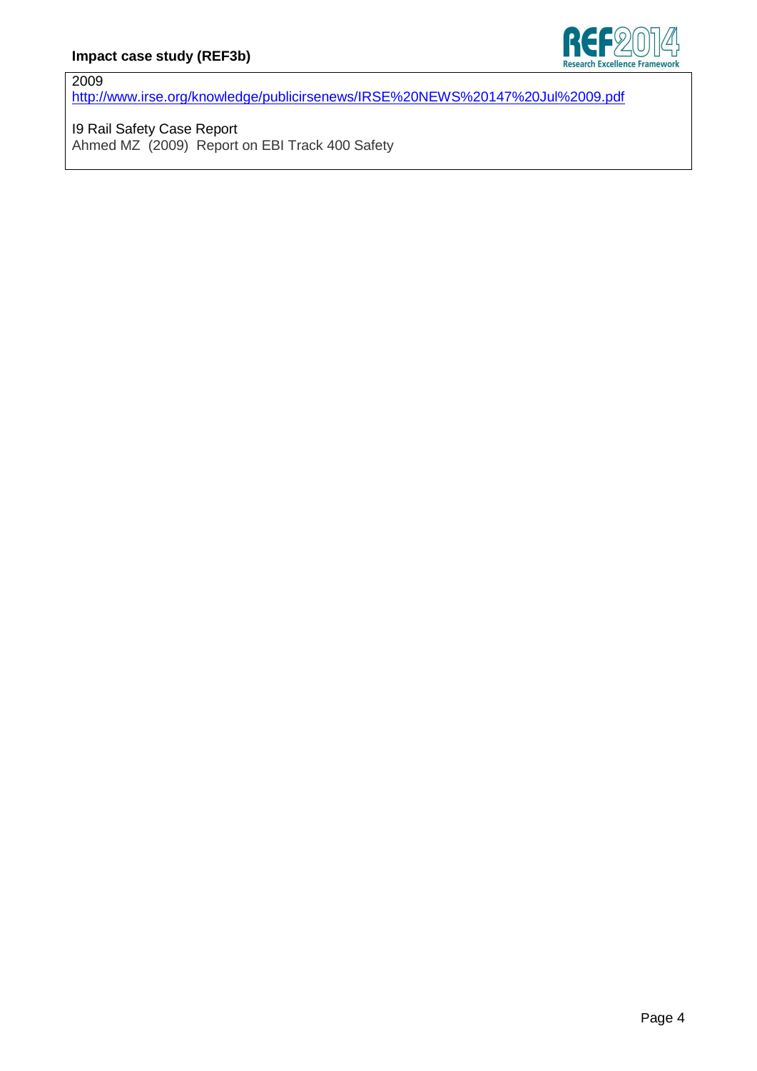2009
http://www.irse.org/knowledge/publicirsenews/IRSE%20NEWS%20147%20Jul%2009.pdf

I9 Rail Safety Case Report
Ahmed MZ (2009) Report on EBI Track 400 Safety